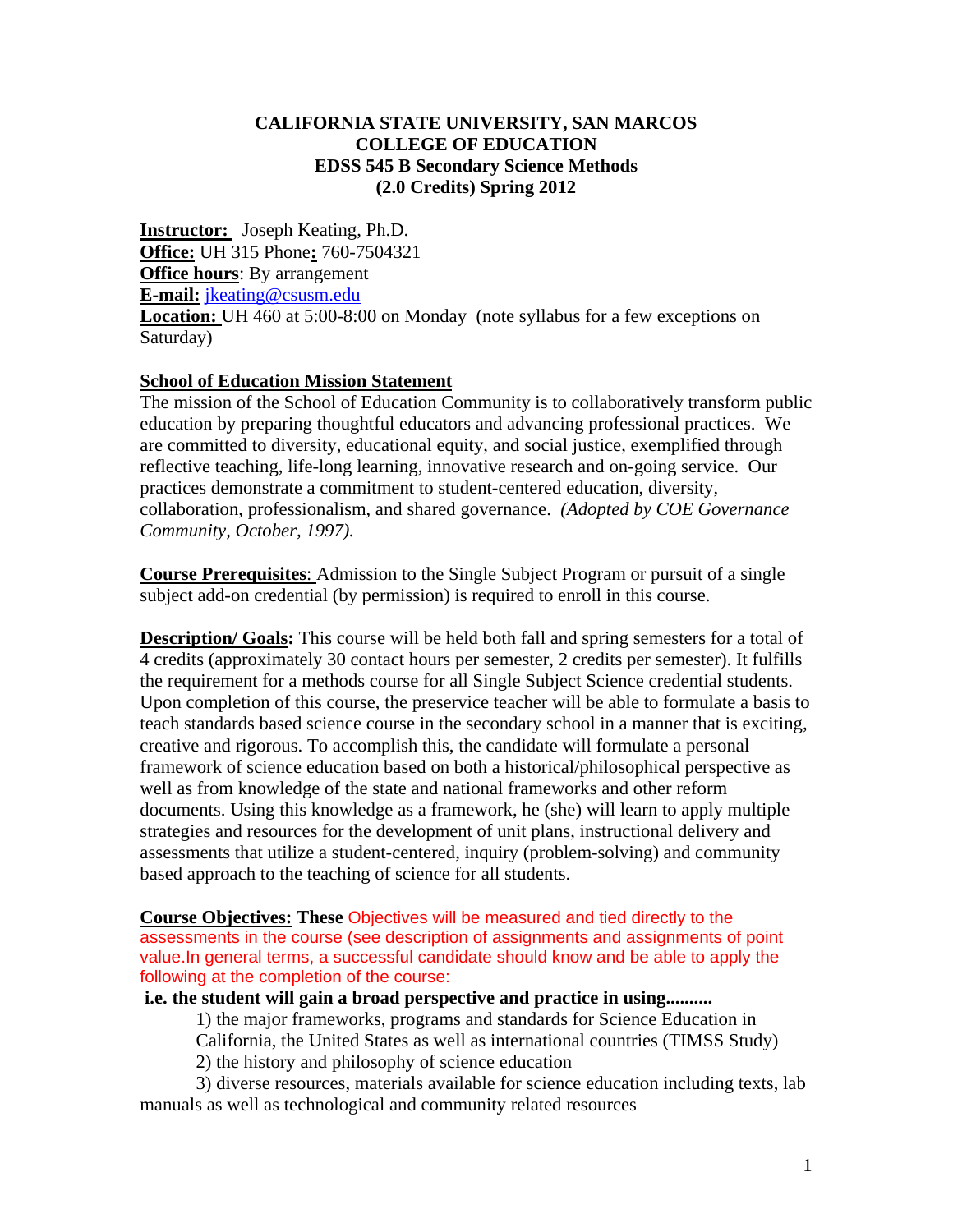**CALIFORNIA STATE UNIVERSITY, SAN MARCOS**
**COLLEGE OF EDUCATION**
**EDSS 545 B Secondary Science Methods**
**(2.0 Credits) Spring 2012**

**Instructor:** Joseph Keating, Ph.D.
**Office:** UH 315 Phone**:** 760-7504321
**Office hours**: By arrangement
**E-mail:** jkeating@csusm.edu
**Location:** UH 460 at 5:00-8:00 on Monday (note syllabus for a few exceptions on Saturday)

**School of Education Mission Statement**

The mission of the School of Education Community is to collaboratively transform public education by preparing thoughtful educators and advancing professional practices. We are committed to diversity, educational equity, and social justice, exemplified through reflective teaching, life-long learning, innovative research and on-going service. Our practices demonstrate a commitment to student-centered education, diversity, collaboration, professionalism, and shared governance. *(Adopted by COE Governance Community, October, 1997).*

**Course Prerequisites**: Admission to the Single Subject Program or pursuit of a single subject add-on credential (by permission) is required to enroll in this course.

**Description/ Goals:** This course will be held both fall and spring semesters for a total of 4 credits (approximately 30 contact hours per semester, 2 credits per semester). It fulfills the requirement for a methods course for all Single Subject Science credential students. Upon completion of this course, the preservice teacher will be able to formulate a basis to teach standards based science course in the secondary school in a manner that is exciting, creative and rigorous. To accomplish this, the candidate will formulate a personal framework of science education based on both a historical/philosophical perspective as well as from knowledge of the state and national frameworks and other reform documents. Using this knowledge as a framework, he (she) will learn to apply multiple strategies and resources for the development of unit plans, instructional delivery and assessments that utilize a student-centered, inquiry (problem-solving) and community based approach to the teaching of science for all students.

**Course Objectives: These** Objectives will be measured and tied directly to the assessments in the course (see description of assignments and assignments of point value.In general terms, a successful candidate should know and be able to apply the following at the completion of the course:

**i.e. the student will gain a broad perspective and practice in using..........**

1) the major frameworks, programs and standards for Science Education in California, the United States as well as international countries (TIMSS Study)
2) the history and philosophy of science education
3) diverse resources, materials available for science education including texts, lab manuals as well as technological and community related resources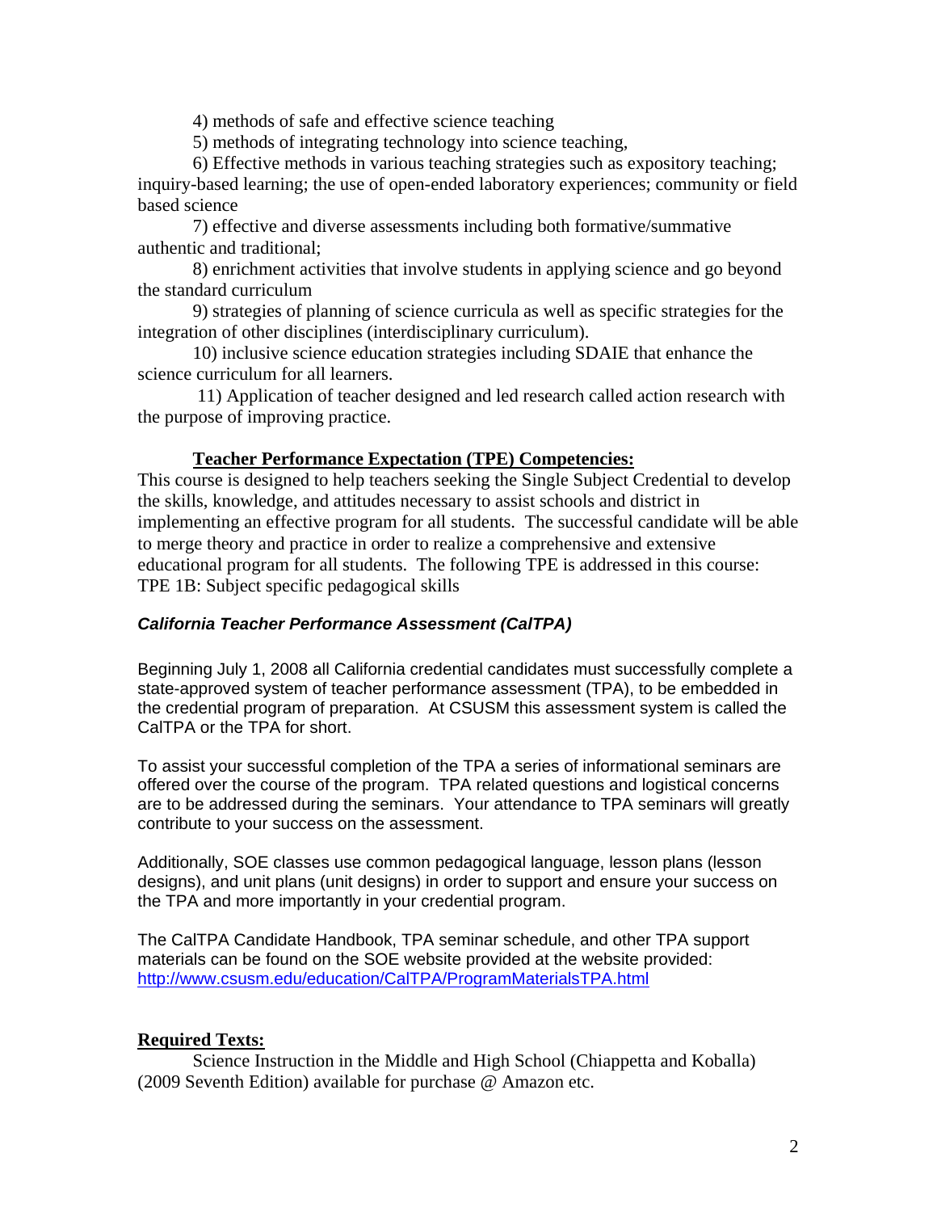4) methods of safe and effective science teaching

5) methods of integrating technology into science teaching,

6) Effective methods in various teaching strategies such as expository teaching; inquiry-based learning; the use of open-ended laboratory experiences; community or field based science

7) effective and diverse assessments including both formative/summative authentic and traditional;

8) enrichment activities that involve students in applying science and go beyond the standard curriculum

9) strategies of planning of science curricula as well as specific strategies for the integration of other disciplines (interdisciplinary curriculum).

10) inclusive science education strategies including SDAIE that enhance the science curriculum for all learners.

11) Application of teacher designed and led research called action research with the purpose of improving practice.

**Teacher Performance Expectation (TPE) Competencies:**

This course is designed to help teachers seeking the Single Subject Credential to develop the skills, knowledge, and attitudes necessary to assist schools and district in implementing an effective program for all students. The successful candidate will be able to merge theory and practice in order to realize a comprehensive and extensive educational program for all students. The following TPE is addressed in this course: TPE 1B: Subject specific pedagogical skills

***California Teacher Performance Assessment (CalTPA)***

Beginning July 1, 2008 all California credential candidates must successfully complete a state-approved system of teacher performance assessment (TPA), to be embedded in the credential program of preparation. At CSUSM this assessment system is called the CalTPA or the TPA for short.

To assist your successful completion of the TPA a series of informational seminars are offered over the course of the program. TPA related questions and logistical concerns are to be addressed during the seminars. Your attendance to TPA seminars will greatly contribute to your success on the assessment.

Additionally, SOE classes use common pedagogical language, lesson plans (lesson designs), and unit plans (unit designs) in order to support and ensure your success on the TPA and more importantly in your credential program.

The CalTPA Candidate Handbook, TPA seminar schedule, and other TPA support materials can be found on the SOE website provided at the website provided: http://www.csusm.edu/education/CalTPA/ProgramMaterialsTPA.html

**Required Texts:**

Science Instruction in the Middle and High School (Chiappetta and Koballa) (2009 Seventh Edition) available for purchase @ Amazon etc.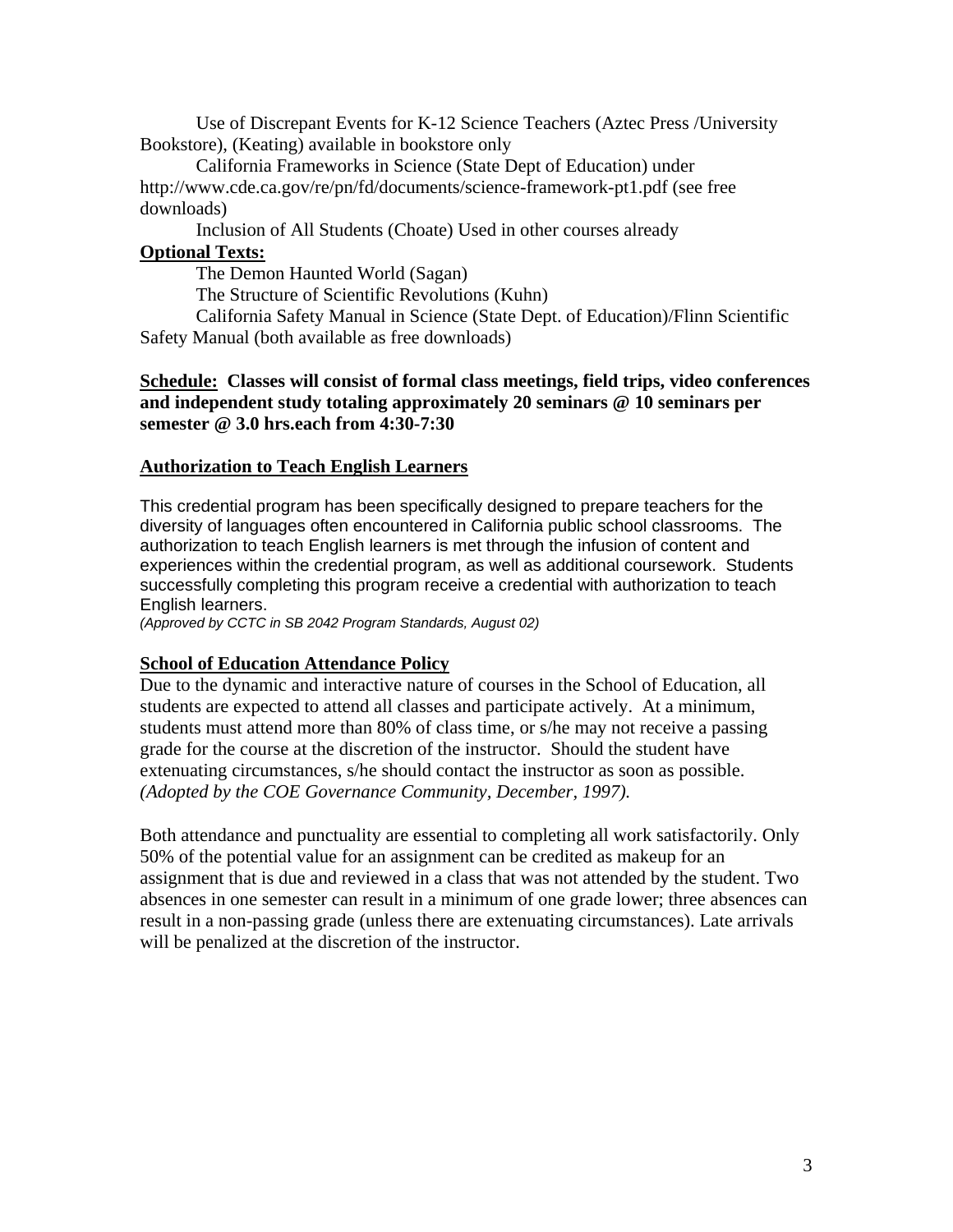Use of Discrepant Events for K-12 Science Teachers (Aztec Press /University Bookstore), (Keating) available in bookstore only

California Frameworks in Science (State Dept of Education) under http://www.cde.ca.gov/re/pn/fd/documents/science-framework-pt1.pdf (see free downloads)

Inclusion of All Students (Choate) Used in other courses already

**Optional Texts:**

The Demon Haunted World (Sagan)

The Structure of Scientific Revolutions (Kuhn)

California Safety Manual in Science (State Dept. of Education)/Flinn Scientific Safety Manual (both available as free downloads)

**Schedule: Classes will consist of formal class meetings, field trips, video conferences and independent study totaling approximately 20 seminars @ 10 seminars per semester @ 3.0 hrs.each from 4:30-7:30**

**Authorization to Teach English Learners**

This credential program has been specifically designed to prepare teachers for the diversity of languages often encountered in California public school classrooms. The authorization to teach English learners is met through the infusion of content and experiences within the credential program, as well as additional coursework. Students successfully completing this program receive a credential with authorization to teach English learners.
*(Approved by CCTC in SB 2042 Program Standards, August 02)*

**School of Education Attendance Policy**

Due to the dynamic and interactive nature of courses in the School of Education, all students are expected to attend all classes and participate actively. At a minimum, students must attend more than 80% of class time, or s/he may not receive a passing grade for the course at the discretion of the instructor. Should the student have extenuating circumstances, s/he should contact the instructor as soon as possible. *(Adopted by the COE Governance Community, December, 1997).*

Both attendance and punctuality are essential to completing all work satisfactorily. Only 50% of the potential value for an assignment can be credited as makeup for an assignment that is due and reviewed in a class that was not attended by the student. Two absences in one semester can result in a minimum of one grade lower; three absences can result in a non-passing grade (unless there are extenuating circumstances). Late arrivals will be penalized at the discretion of the instructor.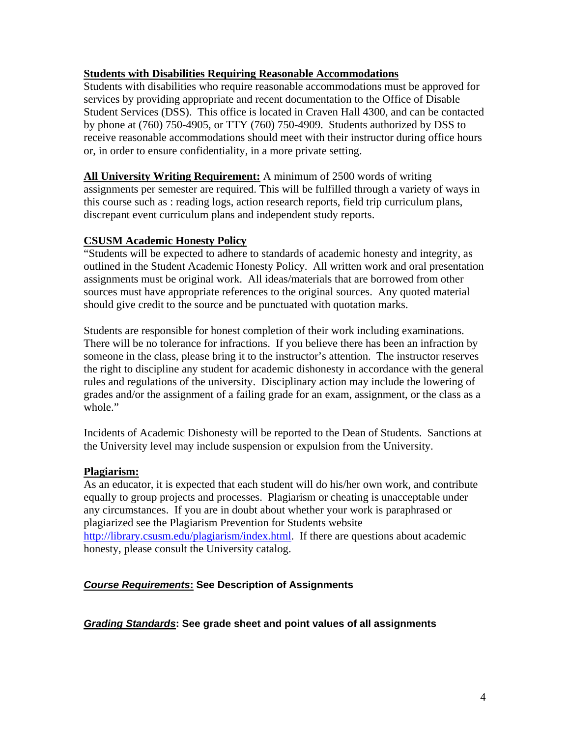**Students with Disabilities Requiring Reasonable Accommodations**

Students with disabilities who require reasonable accommodations must be approved for services by providing appropriate and recent documentation to the Office of Disable Student Services (DSS). This office is located in Craven Hall 4300, and can be contacted by phone at (760) 750-4905, or TTY (760) 750-4909. Students authorized by DSS to receive reasonable accommodations should meet with their instructor during office hours or, in order to ensure confidentiality, in a more private setting.

**All University Writing Requirement:** A minimum of 2500 words of writing assignments per semester are required. This will be fulfilled through a variety of ways in this course such as : reading logs, action research reports, field trip curriculum plans, discrepant event curriculum plans and independent study reports.

**CSUSM Academic Honesty Policy**

"Students will be expected to adhere to standards of academic honesty and integrity, as outlined in the Student Academic Honesty Policy. All written work and oral presentation assignments must be original work. All ideas/materials that are borrowed from other sources must have appropriate references to the original sources. Any quoted material should give credit to the source and be punctuated with quotation marks.

Students are responsible for honest completion of their work including examinations. There will be no tolerance for infractions. If you believe there has been an infraction by someone in the class, please bring it to the instructor's attention. The instructor reserves the right to discipline any student for academic dishonesty in accordance with the general rules and regulations of the university. Disciplinary action may include the lowering of grades and/or the assignment of a failing grade for an exam, assignment, or the class as a whole."

Incidents of Academic Dishonesty will be reported to the Dean of Students. Sanctions at the University level may include suspension or expulsion from the University.

**Plagiarism:**

As an educator, it is expected that each student will do his/her own work, and contribute equally to group projects and processes. Plagiarism or cheating is unacceptable under any circumstances. If you are in doubt about whether your work is paraphrased or plagiarized see the Plagiarism Prevention for Students website http://library.csusm.edu/plagiarism/index.html. If there are questions about academic honesty, please consult the University catalog.

***Course Requirements*: See Description of Assignments**

***Grading Standards*: See grade sheet and point values of all assignments**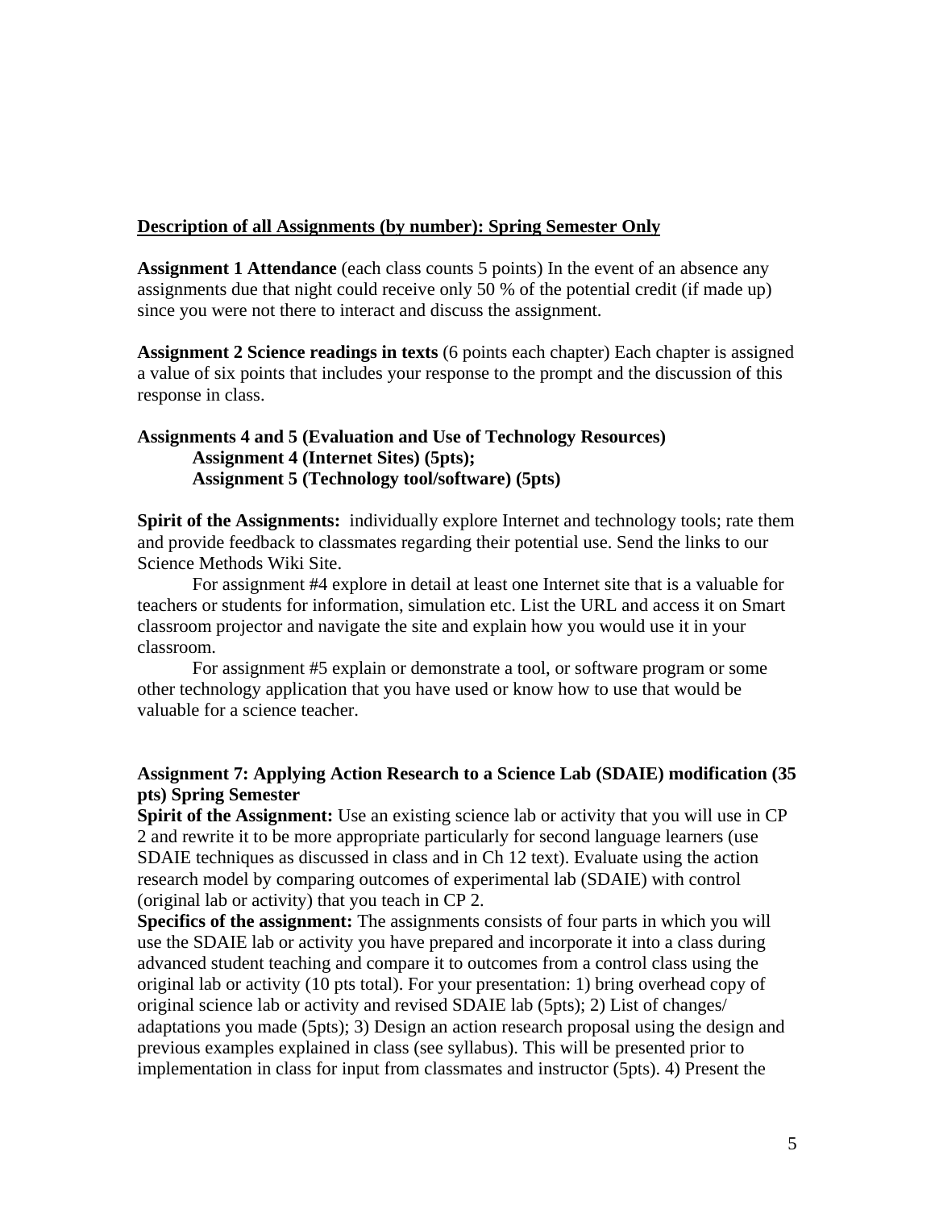**<u>Description of all Assignments (by number): Spring Semester Only</u>**

**Assignment 1 Attendance** (each class counts 5 points) In the event of an absence any assignments due that night could receive only 50 % of the potential credit (if made up) since you were not there to interact and discuss the assignment.

**Assignment 2 Science readings in texts** (6 points each chapter) Each chapter is assigned a value of six points that includes your response to the prompt and the discussion of this response in class.

**Assignments 4 and 5 (Evaluation and Use of Technology Resources)**
**Assignment 4 (Internet Sites) (5pts);**
**Assignment 5 (Technology tool/software) (5pts)**

**Spirit of the Assignments:** individually explore Internet and technology tools; rate them and provide feedback to classmates regarding their potential use. Send the links to our Science Methods Wiki Site.

For assignment #4 explore in detail at least one Internet site that is a valuable for teachers or students for information, simulation etc. List the URL and access it on Smart classroom projector and navigate the site and explain how you would use it in your classroom.

For assignment #5 explain or demonstrate a tool, or software program or some other technology application that you have used or know how to use that would be valuable for a science teacher.

**Assignment 7: Applying Action Research to a Science Lab (SDAIE) modification (35 pts) Spring Semester**

**Spirit of the Assignment:** Use an existing science lab or activity that you will use in CP 2 and rewrite it to be more appropriate particularly for second language learners (use SDAIE techniques as discussed in class and in Ch 12 text). Evaluate using the action research model by comparing outcomes of experimental lab (SDAIE) with control (original lab or activity) that you teach in CP 2.

**Specifics of the assignment:** The assignments consists of four parts in which you will use the SDAIE lab or activity you have prepared and incorporate it into a class during advanced student teaching and compare it to outcomes from a control class using the original lab or activity (10 pts total). For your presentation: 1) bring overhead copy of original science lab or activity and revised SDAIE lab (5pts); 2) List of changes/ adaptations you made (5pts); 3) Design an action research proposal using the design and previous examples explained in class (see syllabus). This will be presented prior to implementation in class for input from classmates and instructor (5pts). 4) Present the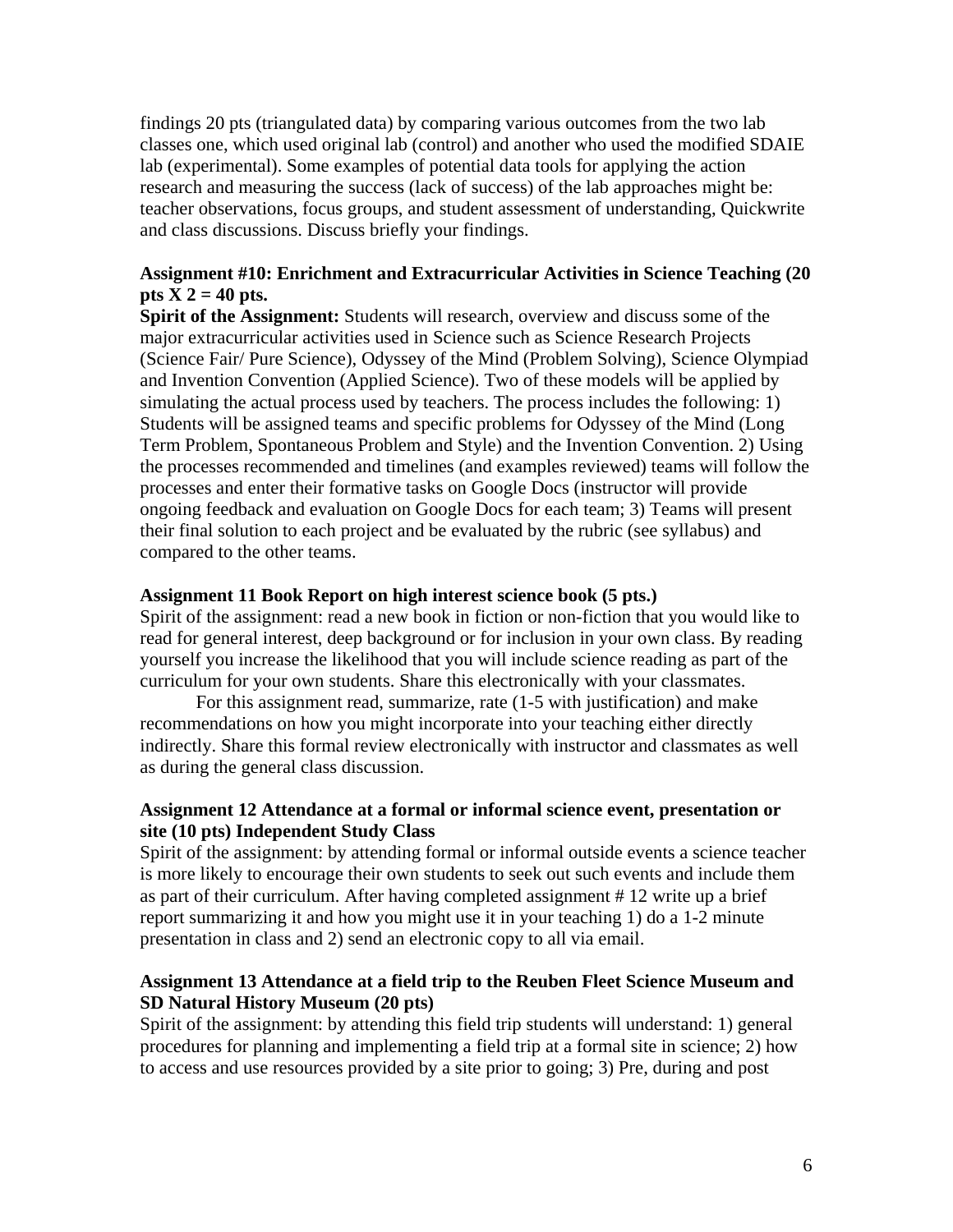findings 20 pts (triangulated data) by comparing various outcomes from the two lab classes one, which used original lab (control) and another who used the modified SDAIE lab (experimental). Some examples of potential data tools for applying the action research and measuring the success (lack of success) of the lab approaches might be: teacher observations, focus groups, and student assessment of understanding, Quickwrite and class discussions. Discuss briefly your findings.

**Assignment #10: Enrichment and Extracurricular Activities in Science Teaching (20 pts X 2 = 40 pts.**

**Spirit of the Assignment:** Students will research, overview and discuss some of the major extracurricular activities used in Science such as Science Research Projects (Science Fair/ Pure Science), Odyssey of the Mind (Problem Solving), Science Olympiad and Invention Convention (Applied Science). Two of these models will be applied by simulating the actual process used by teachers. The process includes the following: 1) Students will be assigned teams and specific problems for Odyssey of the Mind (Long Term Problem, Spontaneous Problem and Style) and the Invention Convention. 2) Using the processes recommended and timelines (and examples reviewed) teams will follow the processes and enter their formative tasks on Google Docs (instructor will provide ongoing feedback and evaluation on Google Docs for each team; 3) Teams will present their final solution to each project and be evaluated by the rubric (see syllabus) and compared to the other teams.

**Assignment 11 Book Report on high interest science book (5 pts.)**

Spirit of the assignment: read a new book in fiction or non-fiction that you would like to read for general interest, deep background or for inclusion in your own class. By reading yourself you increase the likelihood that you will include science reading as part of the curriculum for your own students. Share this electronically with your classmates.

For this assignment read, summarize, rate (1-5 with justification) and make recommendations on how you might incorporate into your teaching either directly indirectly. Share this formal review electronically with instructor and classmates as well as during the general class discussion.

**Assignment 12 Attendance at a formal or informal science event, presentation or site (10 pts) Independent Study Class**

Spirit of the assignment: by attending formal or informal outside events a science teacher is more likely to encourage their own students to seek out such events and include them as part of their curriculum. After having completed assignment # 12 write up a brief report summarizing it and how you might use it in your teaching 1) do a 1-2 minute presentation in class and 2) send an electronic copy to all via email.

**Assignment 13 Attendance at a field trip to the Reuben Fleet Science Museum and SD Natural History Museum (20 pts)**

Spirit of the assignment: by attending this field trip students will understand: 1) general procedures for planning and implementing a field trip at a formal site in science; 2) how to access and use resources provided by a site prior to going; 3) Pre, during and post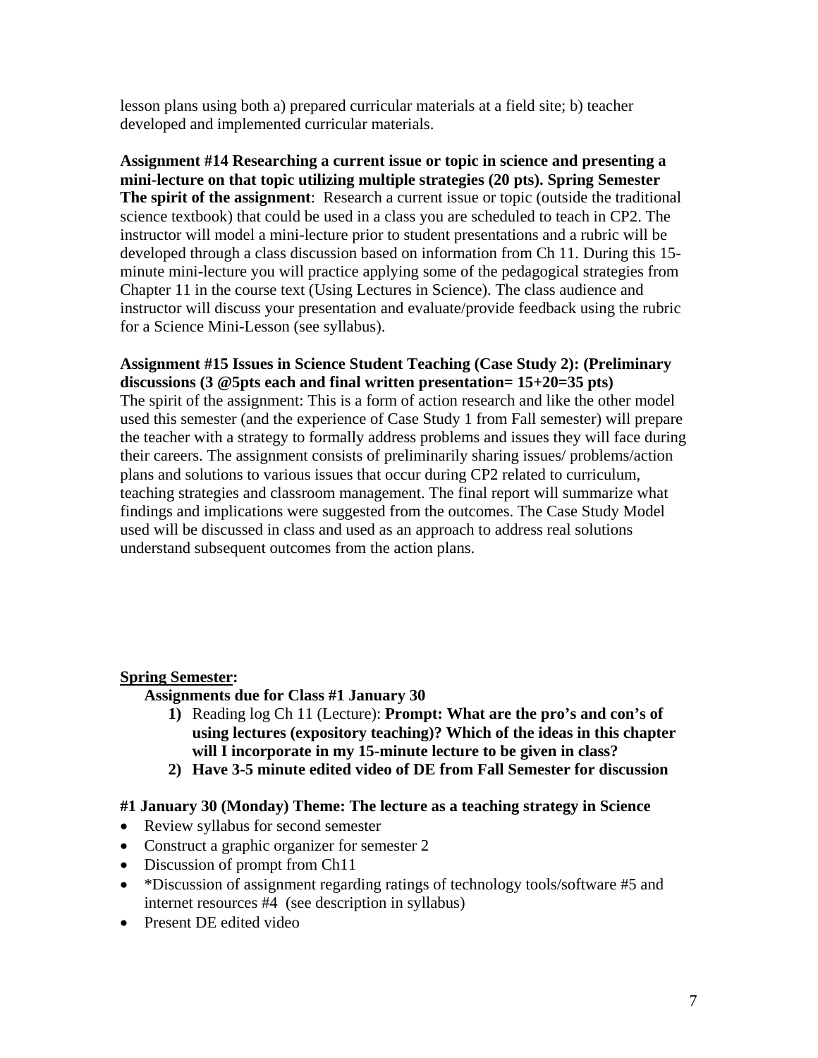lesson plans using both a) prepared curricular materials at a field site; b) teacher developed and implemented curricular materials.

**Assignment #14 Researching a current issue or topic in science and presenting a mini-lecture on that topic utilizing multiple strategies (20 pts). Spring Semester**
**The spirit of the assignment**: Research a current issue or topic (outside the traditional science textbook) that could be used in a class you are scheduled to teach in CP2. The instructor will model a mini-lecture prior to student presentations and a rubric will be developed through a class discussion based on information from Ch 11. During this 15-minute mini-lecture you will practice applying some of the pedagogical strategies from Chapter 11 in the course text (Using Lectures in Science). The class audience and instructor will discuss your presentation and evaluate/provide feedback using the rubric for a Science Mini-Lesson (see syllabus).

**Assignment #15 Issues in Science Student Teaching (Case Study 2): (Preliminary discussions (3 @5pts each and final written presentation= 15+20=35 pts)**
The spirit of the assignment: This is a form of action research and like the other model used this semester (and the experience of Case Study 1 from Fall semester) will prepare the teacher with a strategy to formally address problems and issues they will face during their careers. The assignment consists of preliminarily sharing issues/ problems/action plans and solutions to various issues that occur during CP2 related to curriculum, teaching strategies and classroom management. The final report will summarize what findings and implications were suggested from the outcomes. The Case Study Model used will be discussed in class and used as an approach to address real solutions understand subsequent outcomes from the action plans.

**<u>Spring Semester</u>:**

**Assignments due for Class #1 January 30**

1) Reading log Ch 11 (Lecture): **Prompt: What are the pro's and con's of using lectures (expository teaching)? Which of the ideas in this chapter will I incorporate in my 15-minute lecture to be given in class?**
2) **Have 3-5 minute edited video of DE from Fall Semester for discussion**

**#1 January 30 (Monday) Theme: The lecture as a teaching strategy in Science**

- Review syllabus for second semester
- Construct a graphic organizer for semester 2
- Discussion of prompt from Ch11
- *Discussion of assignment regarding ratings of technology tools/software #5 and internet resources #4 (see description in syllabus)
- Present DE edited video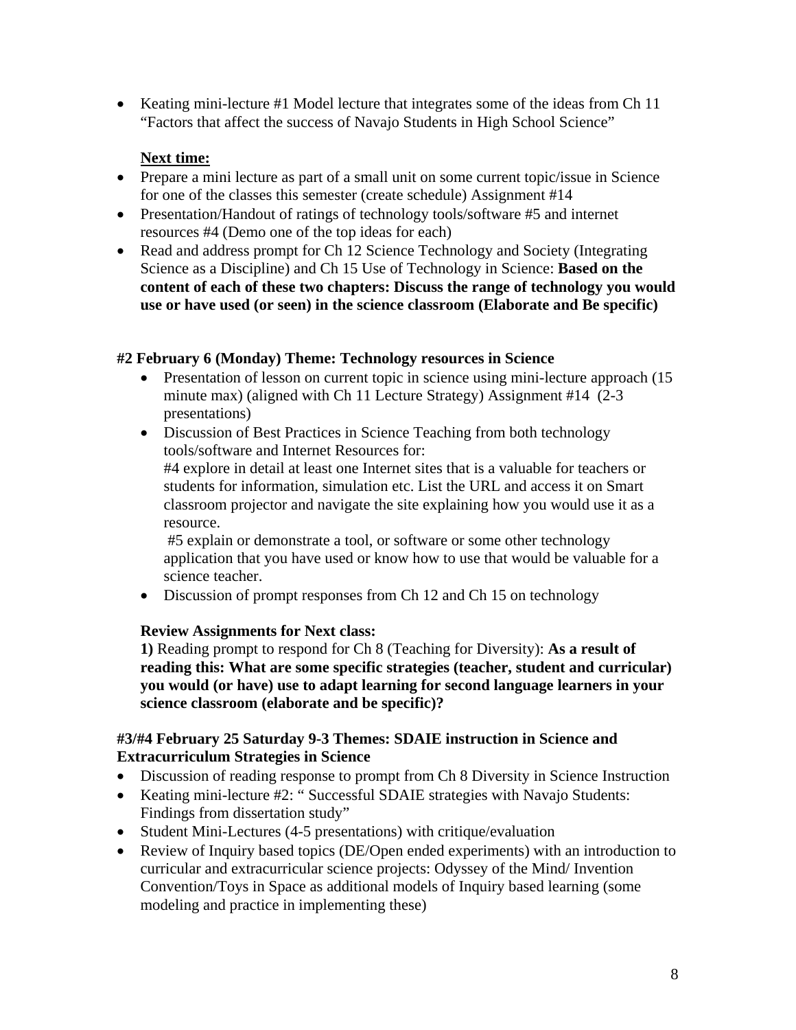- Keating mini-lecture #1 Model lecture that integrates some of the ideas from Ch 11 "Factors that affect the success of Navajo Students in High School Science"

**<u>Next time:</u>**

- Prepare a mini lecture as part of a small unit on some current topic/issue in Science for one of the classes this semester (create schedule) Assignment #14
- Presentation/Handout of ratings of technology tools/software #5 and internet resources #4 (Demo one of the top ideas for each)
- Read and address prompt for Ch 12 Science Technology and Society (Integrating Science as a Discipline) and Ch 15 Use of Technology in Science: **Based on the content of each of these two chapters: Discuss the range of technology you would use or have used (or seen) in the science classroom (Elaborate and Be specific)**

**#2 February 6 (Monday) Theme: Technology resources in Science**

- Presentation of lesson on current topic in science using mini-lecture approach (15 minute max) (aligned with Ch 11 Lecture Strategy) Assignment #14 (2-3 presentations)
- Discussion of Best Practices in Science Teaching from both technology tools/software and Internet Resources for:
  #4 explore in detail at least one Internet sites that is a valuable for teachers or students for information, simulation etc. List the URL and access it on Smart classroom projector and navigate the site explaining how you would use it as a resource.
  #5 explain or demonstrate a tool, or software or some other technology application that you have used or know how to use that would be valuable for a science teacher.
- Discussion of prompt responses from Ch 12 and Ch 15 on technology

**Review Assignments for Next class:**

**1)** Reading prompt to respond for Ch 8 (Teaching for Diversity): **As a result of reading this: What are some specific strategies (teacher, student and curricular) you would (or have) use to adapt learning for second language learners in your science classroom (elaborate and be specific)?**

**#3/#4 February 25 Saturday 9-3 Themes: SDAIE instruction in Science and Extracurriculum Strategies in Science**

- Discussion of reading response to prompt from Ch 8 Diversity in Science Instruction
- Keating mini-lecture #2: " Successful SDAIE strategies with Navajo Students: Findings from dissertation study"
- Student Mini-Lectures (4-5 presentations) with critique/evaluation
- Review of Inquiry based topics (DE/Open ended experiments) with an introduction to curricular and extracurricular science projects: Odyssey of the Mind/ Invention Convention/Toys in Space as additional models of Inquiry based learning (some modeling and practice in implementing these)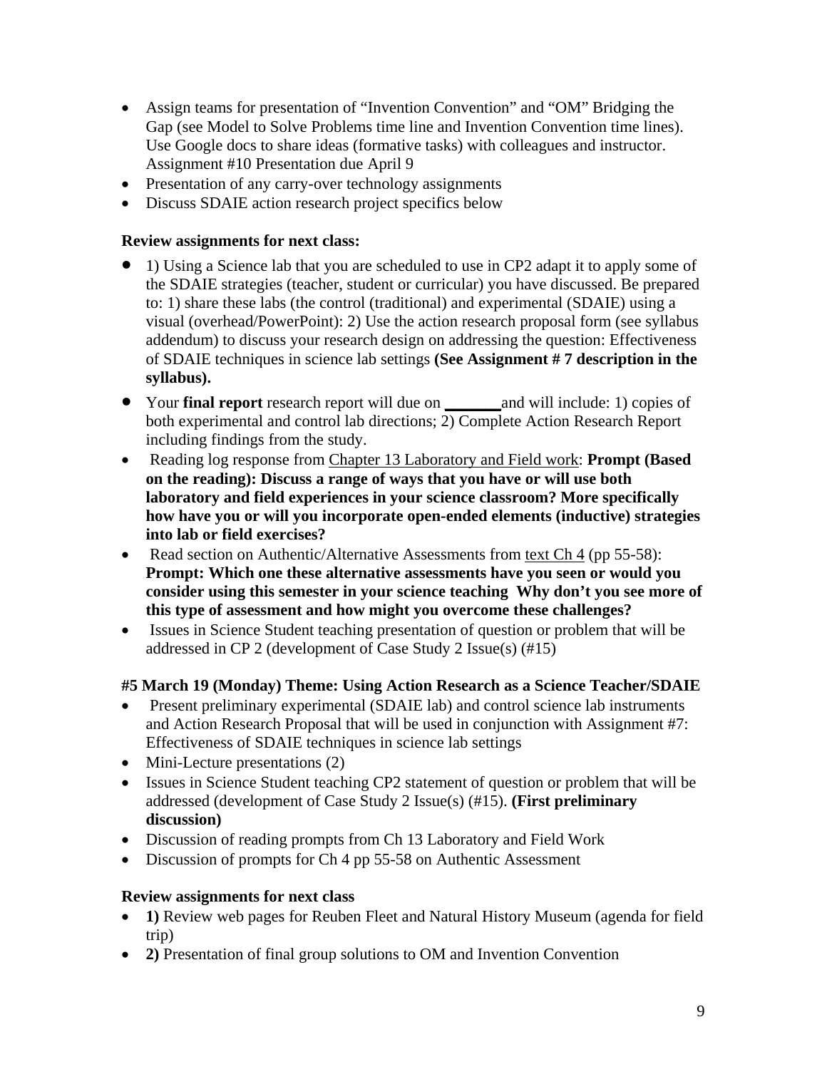- Assign teams for presentation of "Invention Convention" and "OM" Bridging the Gap (see Model to Solve Problems time line and Invention Convention time lines). Use Google docs to share ideas (formative tasks) with colleagues and instructor. Assignment #10 Presentation due April 9
- Presentation of any carry-over technology assignments
- Discuss SDAIE action research project specifics below

**Review assignments for next class:**

- 1) Using a Science lab that you are scheduled to use in CP2 adapt it to apply some of the SDAIE strategies (teacher, student or curricular) you have discussed. Be prepared to: 1) share these labs (the control (traditional) and experimental (SDAIE) using a visual (overhead/PowerPoint): 2) Use the action research proposal form (see syllabus addendum) to discuss your research design on addressing the question: Effectiveness of SDAIE techniques in science lab settings **(See Assignment # 7 description in the syllabus).**
- Your **final report** research report will due on **_______** and will include: 1) copies of both experimental and control lab directions; 2) Complete Action Research Report including findings from the study.
- Reading log response from Chapter 13 Laboratory and Field work: **Prompt (Based on the reading): Discuss a range of ways that you have or will use both laboratory and field experiences in your science classroom? More specifically how have you or will you incorporate open-ended elements (inductive) strategies into lab or field exercises?**
- Read section on Authentic/Alternative Assessments from text Ch 4 (pp 55-58): **Prompt: Which one these alternative assessments have you seen or would you consider using this semester in your science teaching Why don't you see more of this type of assessment and how might you overcome these challenges?**
- Issues in Science Student teaching presentation of question or problem that will be addressed in CP 2 (development of Case Study 2 Issue(s) (#15)

**#5 March 19 (Monday) Theme: Using Action Research as a Science Teacher/SDAIE**

- Present preliminary experimental (SDAIE lab) and control science lab instruments and Action Research Proposal that will be used in conjunction with Assignment #7: Effectiveness of SDAIE techniques in science lab settings
- Mini-Lecture presentations (2)
- Issues in Science Student teaching CP2 statement of question or problem that will be addressed (development of Case Study 2 Issue(s) (#15). **(First preliminary discussion)**
- Discussion of reading prompts from Ch 13 Laboratory and Field Work
- Discussion of prompts for Ch 4 pp 55-58 on Authentic Assessment

**Review assignments for next class**

- **1)** Review web pages for Reuben Fleet and Natural History Museum (agenda for field trip)
- **2)** Presentation of final group solutions to OM and Invention Convention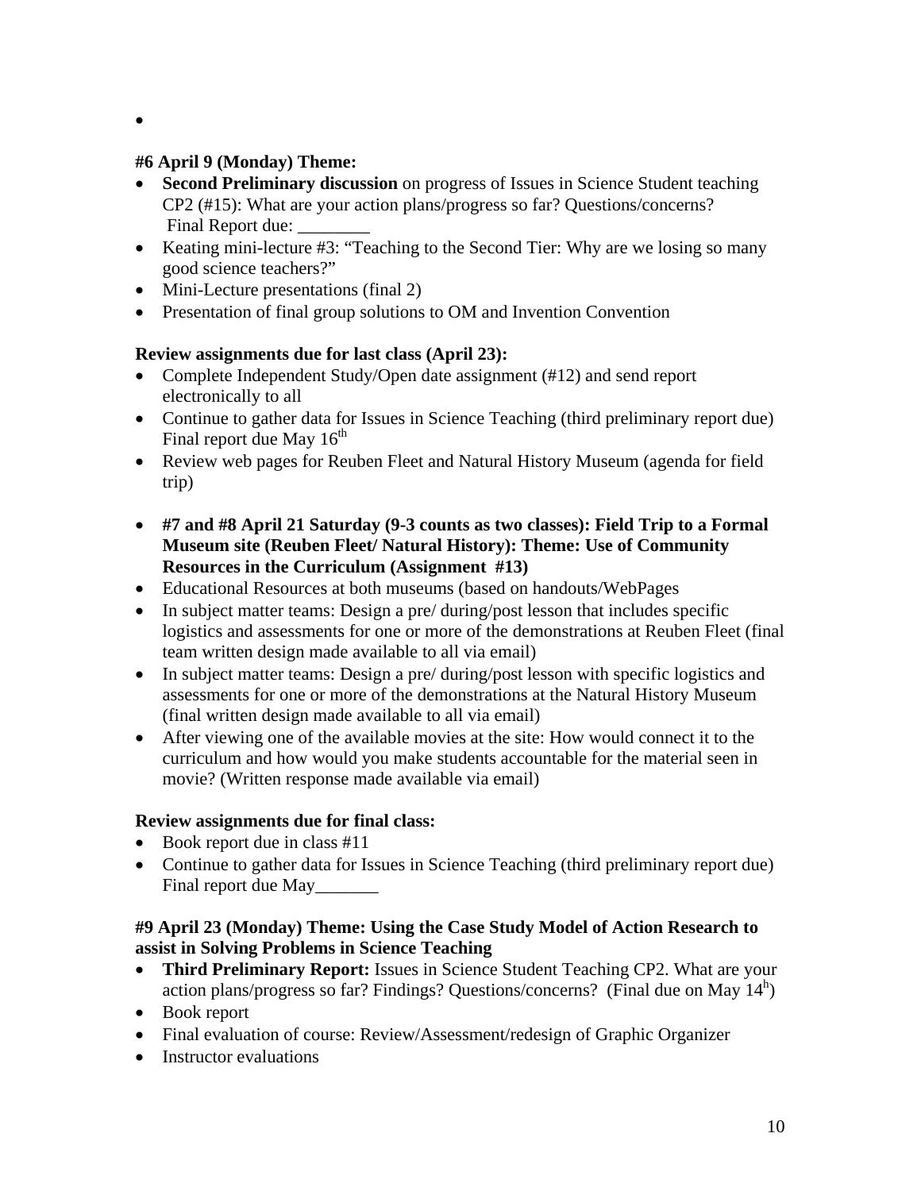- 

**#6 April 9 (Monday) Theme:**

- **Second Preliminary discussion** on progress of Issues in Science Student teaching CP2 (#15): What are your action plans/progress so far? Questions/concerns? Final Report due: ________
- Keating mini-lecture #3: "Teaching to the Second Tier: Why are we losing so many good science teachers?"
- Mini-Lecture presentations (final 2)
- Presentation of final group solutions to OM and Invention Convention

**Review assignments due for last class (April 23):**

- Complete Independent Study/Open date assignment (#12) and send report electronically to all
- Continue to gather data for Issues in Science Teaching (third preliminary report due) Final report due May 16th
- Review web pages for Reuben Fleet and Natural History Museum (agenda for field trip)

- **#7 and #8 April 21 Saturday (9-3 counts as two classes): Field Trip to a Formal Museum site (Reuben Fleet/ Natural History): Theme: Use of Community Resources in the Curriculum (Assignment #13)**
- Educational Resources at both museums (based on handouts/WebPages
- In subject matter teams: Design a pre/ during/post lesson that includes specific logistics and assessments for one or more of the demonstrations at Reuben Fleet (final team written design made available to all via email)
- In subject matter teams: Design a pre/ during/post lesson with specific logistics and assessments for one or more of the demonstrations at the Natural History Museum (final written design made available to all via email)
- After viewing one of the available movies at the site: How would connect it to the curriculum and how would you make students accountable for the material seen in movie? (Written response made available via email)

**Review assignments due for final class:**

- Book report due in class #11
- Continue to gather data for Issues in Science Teaching (third preliminary report due) Final report due May_______

**#9 April 23 (Monday) Theme: Using the Case Study Model of Action Research to assist in Solving Problems in Science Teaching**

- **Third Preliminary Report:** Issues in Science Student Teaching CP2. What are your action plans/progress so far? Findings? Questions/concerns? (Final due on May 14h)
- Book report
- Final evaluation of course: Review/Assessment/redesign of Graphic Organizer
- Instructor evaluations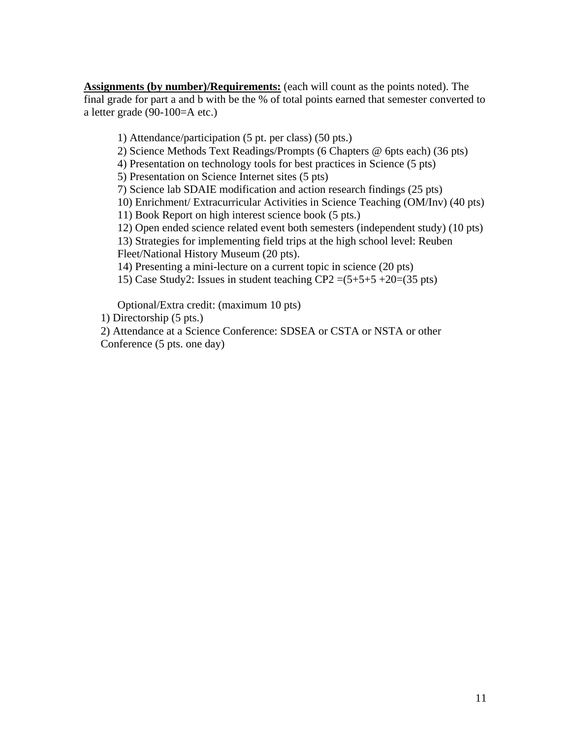**Assignments (by number)/Requirements:** (each will count as the points noted). The final grade for part a and b with be the % of total points earned that semester converted to a letter grade (90-100=A etc.)

1) Attendance/participation (5 pt. per class) (50 pts.)
2) Science Methods Text Readings/Prompts (6 Chapters @ 6pts each) (36 pts)
4) Presentation on technology tools for best practices in Science (5 pts)
5) Presentation on Science Internet sites (5 pts)
7) Science lab SDAIE modification and action research findings (25 pts)
10) Enrichment/ Extracurricular Activities in Science Teaching (OM/Inv) (40 pts)
11) Book Report on high interest science book (5 pts.)
12) Open ended science related event both semesters (independent study) (10 pts)
13) Strategies for implementing field trips at the high school level: Reuben Fleet/National History Museum (20 pts).
14) Presenting a mini-lecture on a current topic in science (20 pts)
15) Case Study2: Issues in student teaching CP2 =(5+5+5 +20=(35 pts)

Optional/Extra credit: (maximum 10 pts)

1) Directorship (5 pts.)
2) Attendance at a Science Conference: SDSEA or CSTA or NSTA or other Conference (5 pts. one day)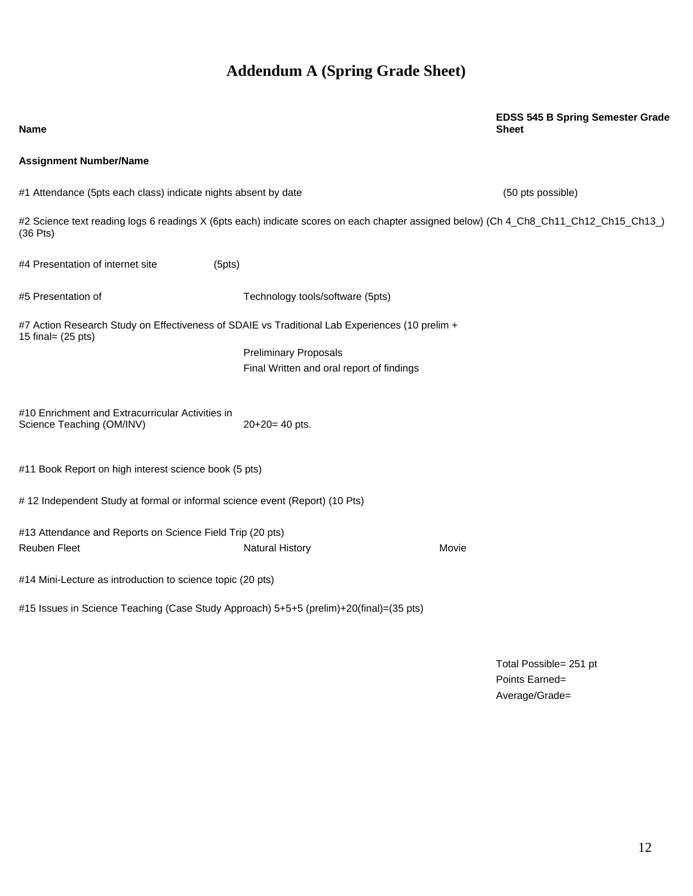# Addendum A (Spring Grade Sheet)

**Name** **EDSS 545 B Spring Semester Grade Sheet**

**Assignment Number/Name**

#1 Attendance (5pts each class) indicate nights absent by date (50 pts possible)

#2 Science text reading logs 6 readings X (6pts each) indicate scores on each chapter assigned below) (Ch 4_Ch8_Ch11_Ch12_Ch15_Ch13_) (36 Pts)

#4 Presentation of internet site (5pts)

#5 Presentation of Technology tools/software (5pts)

#7 Action Research Study on Effectiveness of SDAIE vs Traditional Lab Experiences (10 prelim + 15 final= (25 pts)

Preliminary Proposals

Final Written and oral report of findings

#10 Enrichment and Extracurricular Activities in Science Teaching (OM/INV) 20+20= 40 pts.

#11 Book Report on high interest science book (5 pts)

# 12 Independent Study at formal or informal science event (Report) (10 Pts)

#13 Attendance and Reports on Science Field Trip (20 pts)

Reuben Fleet Natural History Movie

#14 Mini-Lecture as introduction to science topic (20 pts)

#15 Issues in Science Teaching (Case Study Approach) 5+5+5 (prelim)+20(final)=(35 pts)

Total Possible= 251 pt

Points Earned=

Average/Grade=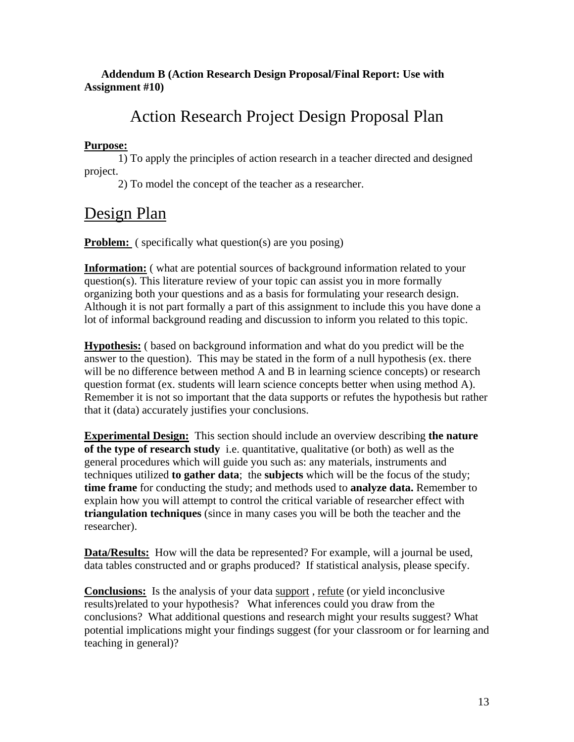**Addendum B (Action Research Design Proposal/Final Report: Use with Assignment #10)**

# Action Research Project Design Proposal Plan

**Purpose:**

1) To apply the principles of action research in a teacher directed and designed project.

2) To model the concept of the teacher as a researcher.

## Design Plan

**Problem:** ( specifically what question(s) are you posing)

**Information:** ( what are potential sources of background information related to your question(s). This literature review of your topic can assist you in more formally organizing both your questions and as a basis for formulating your research design. Although it is not part formally a part of this assignment to include this you have done a lot of informal background reading and discussion to inform you related to this topic.

**Hypothesis:** ( based on background information and what do you predict will be the answer to the question). This may be stated in the form of a null hypothesis (ex. there will be no difference between method A and B in learning science concepts) or research question format (ex. students will learn science concepts better when using method A). Remember it is not so important that the data supports or refutes the hypothesis but rather that it (data) accurately justifies your conclusions.

**Experimental Design:** This section should include an overview describing **the nature of the type of research study** i.e. quantitative, qualitative (or both) as well as the general procedures which will guide you such as: any materials, instruments and techniques utilized **to gather data**; the **subjects** which will be the focus of the study; **time frame** for conducting the study; and methods used to **analyze data.** Remember to explain how you will attempt to control the critical variable of researcher effect with **triangulation techniques** (since in many cases you will be both the teacher and the researcher).

**Data/Results:** How will the data be represented? For example, will a journal be used, data tables constructed and or graphs produced? If statistical analysis, please specify.

**Conclusions:** Is the analysis of your data support , refute (or yield inconclusive results)related to your hypothesis? What inferences could you draw from the conclusions? What additional questions and research might your results suggest? What potential implications might your findings suggest (for your classroom or for learning and teaching in general)?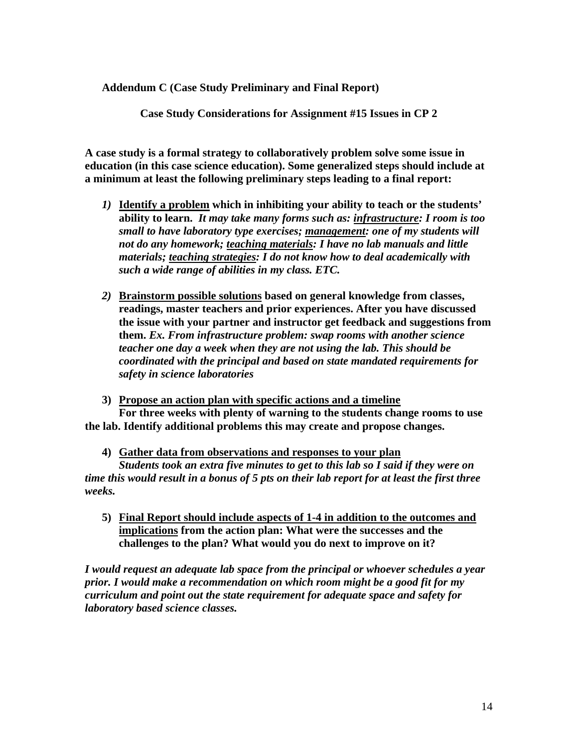**Addendum C (Case Study Preliminary and Final Report)**

**Case Study Considerations for Assignment #15 Issues in CP 2**

**A case study is a formal strategy to collaboratively problem solve some issue in education (in this case science education). Some generalized steps should include at a minimum at least the following preliminary steps leading to a final report:**

1) **<u>Identify a problem</u> which in inhibiting your ability to teach or the students' ability to learn.** ***It may take many forms such as: <u>infrastructure</u>: I room is too small to have laboratory type exercises; <u>management</u>: one of my students will not do any homework; <u>teaching materials</u>: I have no lab manuals and little materials; <u>teaching strategies</u>: I do not know how to deal academically with such a wide range of abilities in my class. ETC.***

2) **<u>Brainstorm possible solutions</u> based on general knowledge from classes, readings, master teachers and prior experiences. After you have discussed the issue with your partner and instructor get feedback and suggestions from them.** ***Ex. From infrastructure problem: swap rooms with another science teacher one day a week when they are not using the lab. This should be coordinated with the principal and based on state mandated requirements for safety in science laboratories***

3) **<u>Propose an action plan with specific actions and a timeline</u>**

**For three weeks with plenty of warning to the students change rooms to use the lab. Identify additional problems this may create and propose changes.**

4) **<u>Gather data from observations and responses to your plan</u>**

***Students took an extra five minutes to get to this lab so I said if they were on time this would result in a bonus of 5 pts on their lab report for at least the first three weeks.***

5) **<u>Final Report should include aspects of 1-4 in addition to the outcomes and implications</u> from the action plan: What were the successes and the challenges to the plan? What would you do next to improve on it?**

***I would request an adequate lab space from the principal or whoever schedules a year prior. I would make a recommendation on which room might be a good fit for my curriculum and point out the state requirement for adequate space and safety for laboratory based science classes.***